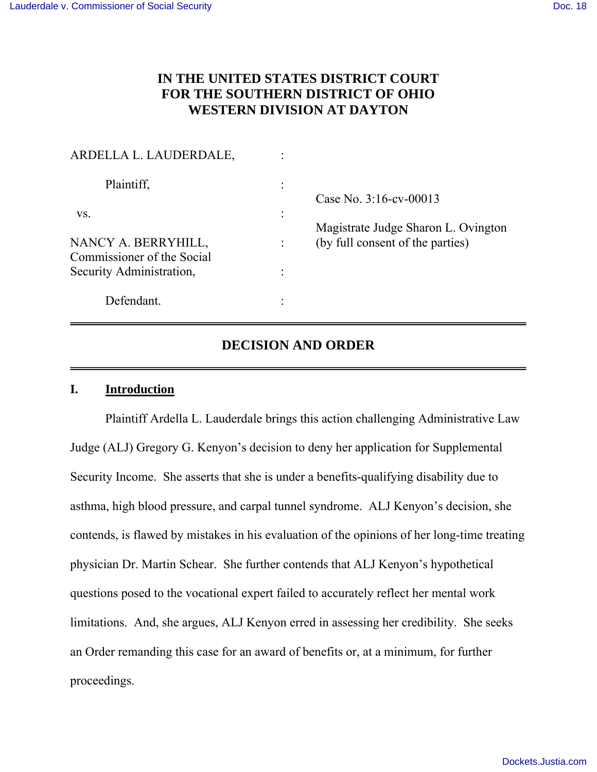# IN THE UNITED STATES DISTRICT COURT
# FOR THE SOUTHERN DISTRICT OF OHIO
# WESTERN DIVISION AT DAYTON

| | | |
|---|---|---|
| ARDELLA L. LAUDERDALE, | : | |
| Plaintiff, | : | Case No. 3:16-cv-00013 |
| vs. | : | |
| NANCY A. BERRYHILL, Commissioner of the Social Security Administration, | : | Magistrate Judge Sharon L. Ovington (by full consent of the parties) |
| | : | |
| Defendant. | : | |

---

## DECISION AND ORDER

---

### I. Introduction

Plaintiff Ardella L. Lauderdale brings this action challenging Administrative Law Judge (ALJ) Gregory G. Kenyon's decision to deny her application for Supplemental Security Income. She asserts that she is under a benefits-qualifying disability due to asthma, high blood pressure, and carpal tunnel syndrome. ALJ Kenyon's decision, she contends, is flawed by mistakes in his evaluation of the opinions of her long-time treating physician Dr. Martin Schear. She further contends that ALJ Kenyon's hypothetical questions posed to the vocational expert failed to accurately reflect her mental work limitations. And, she argues, ALJ Kenyon erred in assessing her credibility. She seeks an Order remanding this case for an award of benefits or, at a minimum, for further proceedings.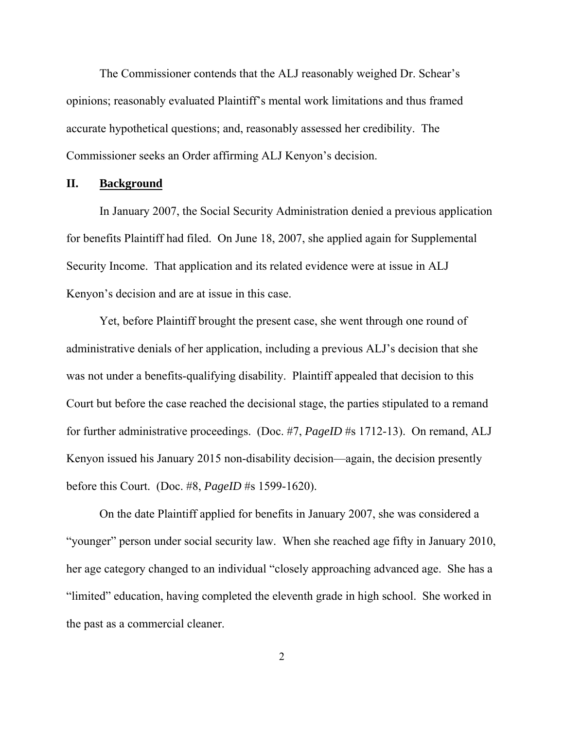The Commissioner contends that the ALJ reasonably weighed Dr. Schear's opinions; reasonably evaluated Plaintiff's mental work limitations and thus framed accurate hypothetical questions; and, reasonably assessed her credibility. The Commissioner seeks an Order affirming ALJ Kenyon's decision.

## II. Background

In January 2007, the Social Security Administration denied a previous application for benefits Plaintiff had filed. On June 18, 2007, she applied again for Supplemental Security Income. That application and its related evidence were at issue in ALJ Kenyon's decision and are at issue in this case.

Yet, before Plaintiff brought the present case, she went through one round of administrative denials of her application, including a previous ALJ's decision that she was not under a benefits-qualifying disability. Plaintiff appealed that decision to this Court but before the case reached the decisional stage, the parties stipulated to a remand for further administrative proceedings. (Doc. #7, *PageID* #s 1712-13). On remand, ALJ Kenyon issued his January 2015 non-disability decision—again, the decision presently before this Court. (Doc. #8, *PageID* #s 1599-1620).

On the date Plaintiff applied for benefits in January 2007, she was considered a "younger" person under social security law. When she reached age fifty in January 2010, her age category changed to an individual "closely approaching advanced age. She has a "limited" education, having completed the eleventh grade in high school. She worked in the past as a commercial cleaner.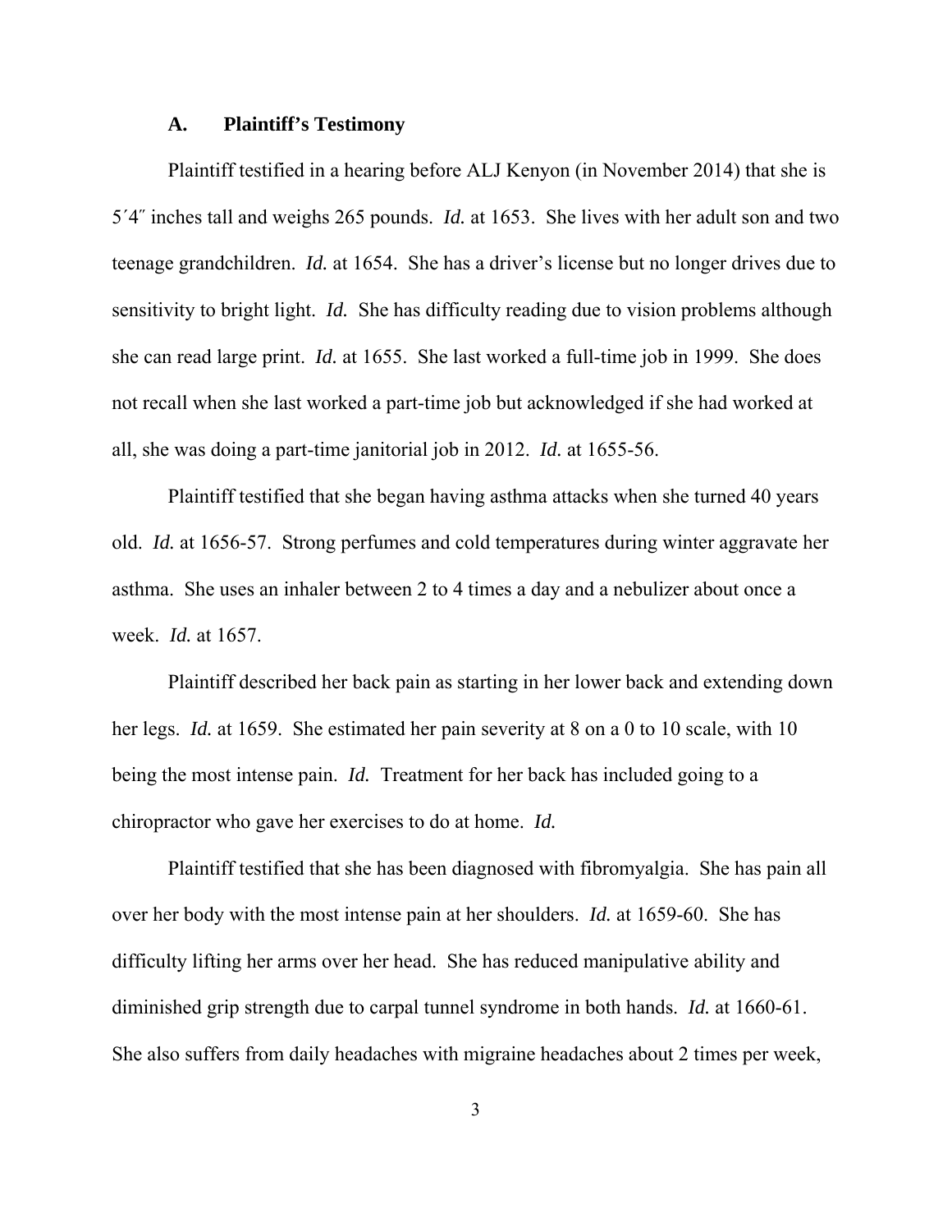### A. Plaintiff's Testimony

Plaintiff testified in a hearing before ALJ Kenyon (in November 2014) that she is 5′4″ inches tall and weighs 265 pounds. *Id.* at 1653. She lives with her adult son and two teenage grandchildren. *Id.* at 1654. She has a driver's license but no longer drives due to sensitivity to bright light. *Id.* She has difficulty reading due to vision problems although she can read large print. *Id.* at 1655. She last worked a full-time job in 1999. She does not recall when she last worked a part-time job but acknowledged if she had worked at all, she was doing a part-time janitorial job in 2012. *Id.* at 1655-56.

Plaintiff testified that she began having asthma attacks when she turned 40 years old. *Id.* at 1656-57. Strong perfumes and cold temperatures during winter aggravate her asthma. She uses an inhaler between 2 to 4 times a day and a nebulizer about once a week. *Id.* at 1657.

Plaintiff described her back pain as starting in her lower back and extending down her legs. *Id.* at 1659. She estimated her pain severity at 8 on a 0 to 10 scale, with 10 being the most intense pain. *Id.* Treatment for her back has included going to a chiropractor who gave her exercises to do at home. *Id.*

Plaintiff testified that she has been diagnosed with fibromyalgia. She has pain all over her body with the most intense pain at her shoulders. *Id.* at 1659-60. She has difficulty lifting her arms over her head. She has reduced manipulative ability and diminished grip strength due to carpal tunnel syndrome in both hands. *Id.* at 1660-61. She also suffers from daily headaches with migraine headaches about 2 times per week,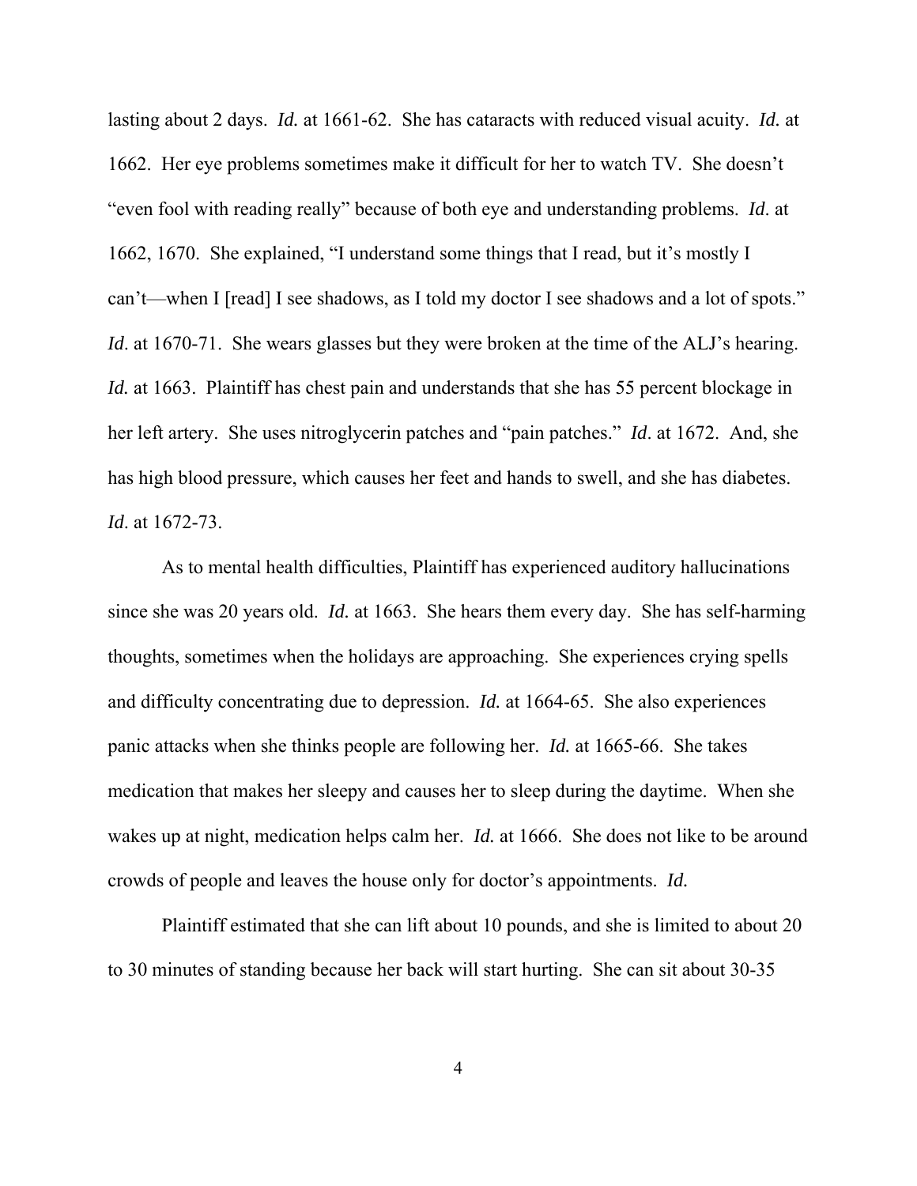lasting about 2 days. *Id.* at 1661-62. She has cataracts with reduced visual acuity. *Id.* at 1662. Her eye problems sometimes make it difficult for her to watch TV. She doesn't "even fool with reading really" because of both eye and understanding problems. *Id*. at 1662, 1670. She explained, "I understand some things that I read, but it's mostly I can't—when I [read] I see shadows, as I told my doctor I see shadows and a lot of spots." *Id*. at 1670-71. She wears glasses but they were broken at the time of the ALJ's hearing. *Id.* at 1663. Plaintiff has chest pain and understands that she has 55 percent blockage in her left artery. She uses nitroglycerin patches and "pain patches." *Id*. at 1672. And, she has high blood pressure, which causes her feet and hands to swell, and she has diabetes. *Id*. at 1672-73.

As to mental health difficulties, Plaintiff has experienced auditory hallucinations since she was 20 years old. *Id.* at 1663. She hears them every day. She has self-harming thoughts, sometimes when the holidays are approaching. She experiences crying spells and difficulty concentrating due to depression. *Id.* at 1664-65. She also experiences panic attacks when she thinks people are following her. *Id.* at 1665-66. She takes medication that makes her sleepy and causes her to sleep during the daytime. When she wakes up at night, medication helps calm her. *Id.* at 1666. She does not like to be around crowds of people and leaves the house only for doctor's appointments. *Id.*

Plaintiff estimated that she can lift about 10 pounds, and she is limited to about 20 to 30 minutes of standing because her back will start hurting. She can sit about 30-35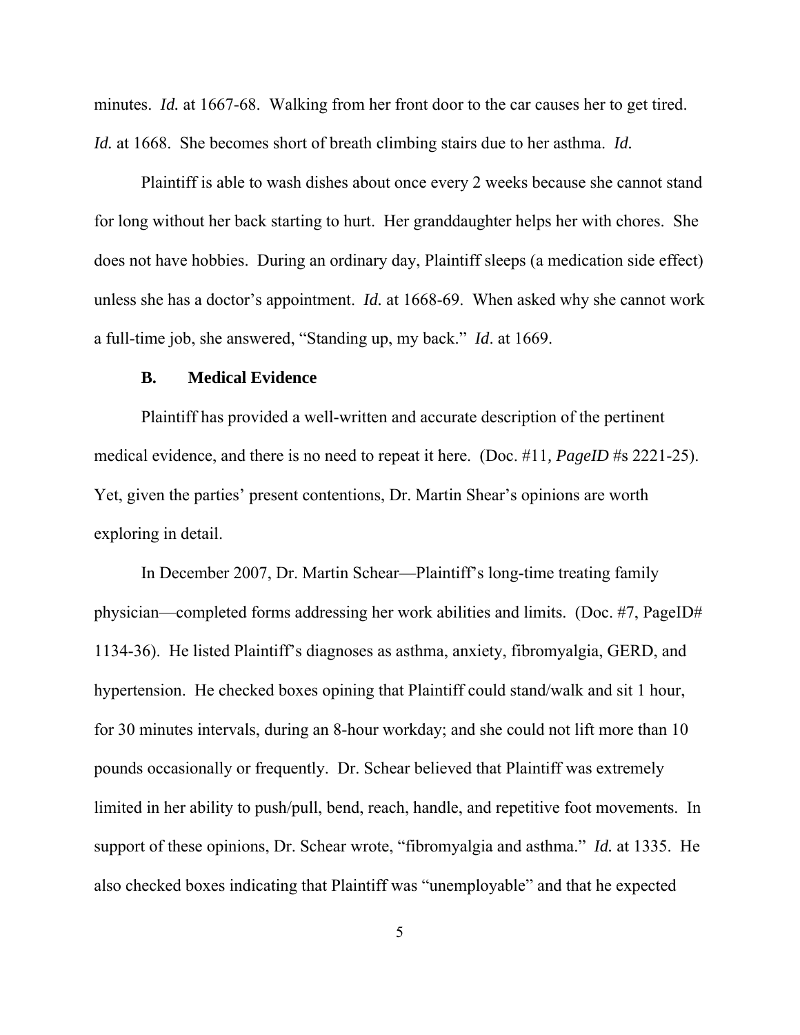minutes. *Id.* at 1667-68. Walking from her front door to the car causes her to get tired. *Id.* at 1668. She becomes short of breath climbing stairs due to her asthma. *Id.*

Plaintiff is able to wash dishes about once every 2 weeks because she cannot stand for long without her back starting to hurt. Her granddaughter helps her with chores. She does not have hobbies. During an ordinary day, Plaintiff sleeps (a medication side effect) unless she has a doctor's appointment. *Id.* at 1668-69. When asked why she cannot work a full-time job, she answered, "Standing up, my back." *Id*. at 1669.

### B. Medical Evidence

Plaintiff has provided a well-written and accurate description of the pertinent medical evidence, and there is no need to repeat it here. (Doc. #11, *PageID* #s 2221-25). Yet, given the parties' present contentions, Dr. Martin Shear's opinions are worth exploring in detail.

In December 2007, Dr. Martin Schear—Plaintiff's long-time treating family physician—completed forms addressing her work abilities and limits. (Doc. #7, PageID# 1134-36). He listed Plaintiff's diagnoses as asthma, anxiety, fibromyalgia, GERD, and hypertension. He checked boxes opining that Plaintiff could stand/walk and sit 1 hour, for 30 minutes intervals, during an 8-hour workday; and she could not lift more than 10 pounds occasionally or frequently. Dr. Schear believed that Plaintiff was extremely limited in her ability to push/pull, bend, reach, handle, and repetitive foot movements. In support of these opinions, Dr. Schear wrote, "fibromyalgia and asthma." *Id.* at 1335. He also checked boxes indicating that Plaintiff was "unemployable" and that he expected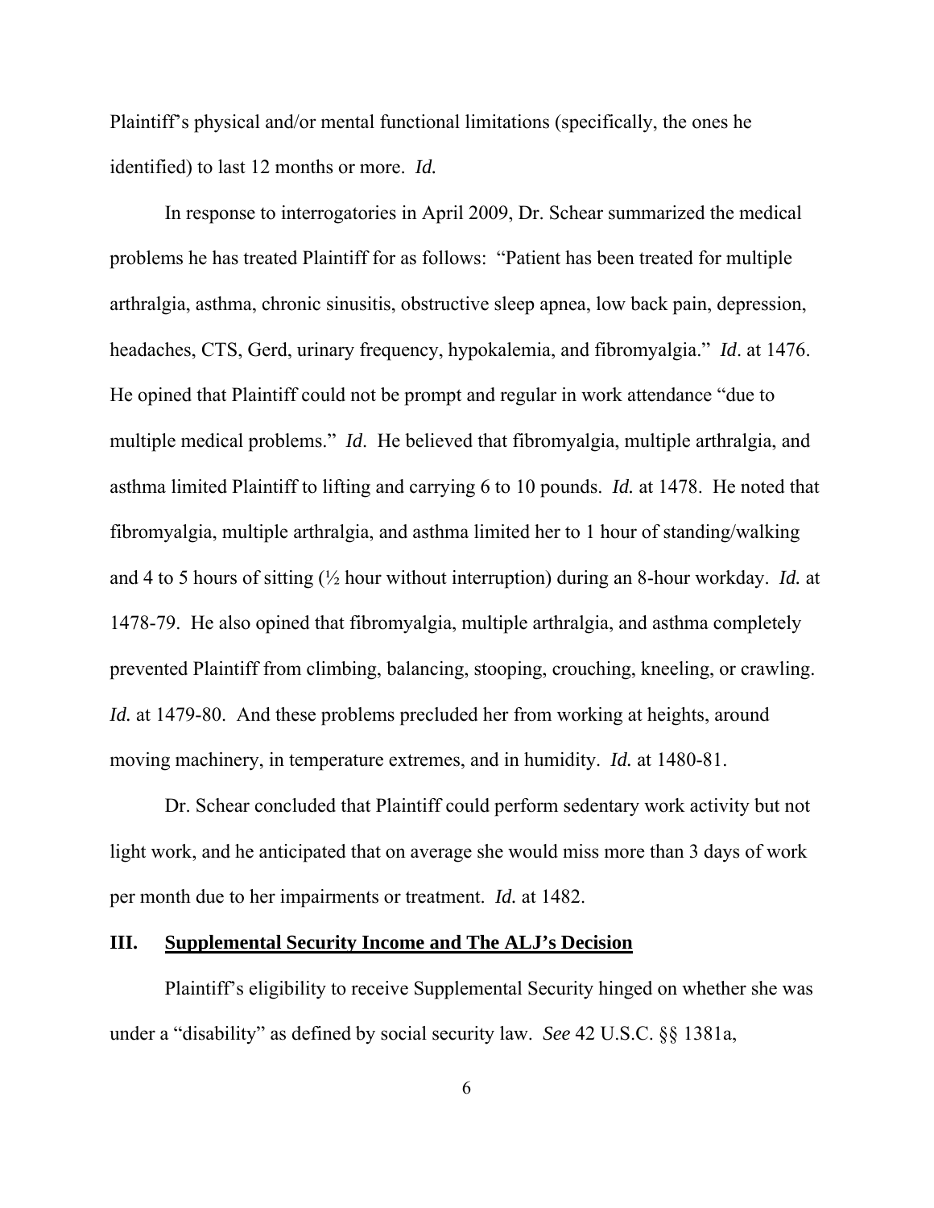Plaintiff's physical and/or mental functional limitations (specifically, the ones he identified) to last 12 months or more. *Id.*

In response to interrogatories in April 2009, Dr. Schear summarized the medical problems he has treated Plaintiff for as follows: "Patient has been treated for multiple arthralgia, asthma, chronic sinusitis, obstructive sleep apnea, low back pain, depression, headaches, CTS, Gerd, urinary frequency, hypokalemia, and fibromyalgia." *Id*. at 1476. He opined that Plaintiff could not be prompt and regular in work attendance "due to multiple medical problems." *Id*. He believed that fibromyalgia, multiple arthralgia, and asthma limited Plaintiff to lifting and carrying 6 to 10 pounds. *Id.* at 1478. He noted that fibromyalgia, multiple arthralgia, and asthma limited her to 1 hour of standing/walking and 4 to 5 hours of sitting (½ hour without interruption) during an 8-hour workday. *Id.* at 1478-79. He also opined that fibromyalgia, multiple arthralgia, and asthma completely prevented Plaintiff from climbing, balancing, stooping, crouching, kneeling, or crawling. *Id.* at 1479-80. And these problems precluded her from working at heights, around moving machinery, in temperature extremes, and in humidity. *Id.* at 1480-81.

Dr. Schear concluded that Plaintiff could perform sedentary work activity but not light work, and he anticipated that on average she would miss more than 3 days of work per month due to her impairments or treatment. *Id.* at 1482.

## III. Supplemental Security Income and The ALJ's Decision

Plaintiff's eligibility to receive Supplemental Security hinged on whether she was under a "disability" as defined by social security law. *See* 42 U.S.C. §§ 1381a,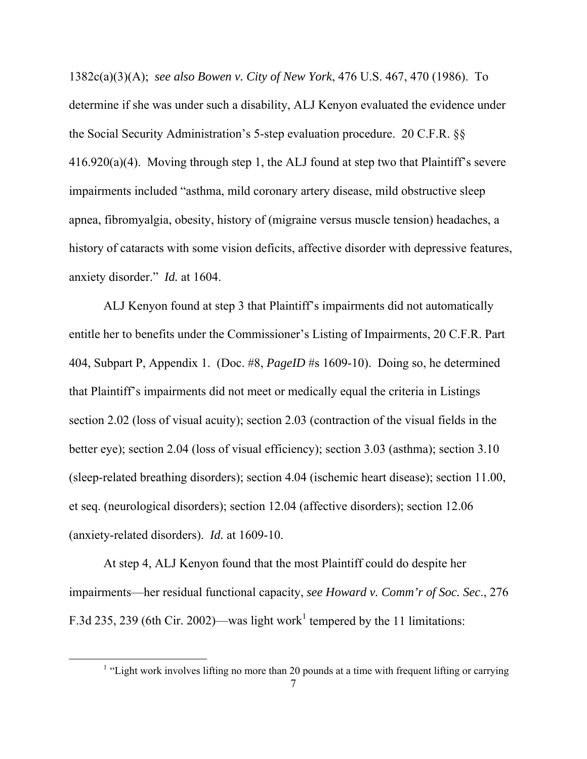1382c(a)(3)(A); *see also Bowen v. City of New York*, 476 U.S. 467, 470 (1986). To determine if she was under such a disability, ALJ Kenyon evaluated the evidence under the Social Security Administration's 5-step evaluation procedure. 20 C.F.R. §§ 416.920(a)(4). Moving through step 1, the ALJ found at step two that Plaintiff's severe impairments included "asthma, mild coronary artery disease, mild obstructive sleep apnea, fibromyalgia, obesity, history of (migraine versus muscle tension) headaches, a history of cataracts with some vision deficits, affective disorder with depressive features, anxiety disorder." *Id.* at 1604.

ALJ Kenyon found at step 3 that Plaintiff's impairments did not automatically entitle her to benefits under the Commissioner's Listing of Impairments, 20 C.F.R. Part 404, Subpart P, Appendix 1. (Doc. #8, *PageID* #s 1609-10). Doing so, he determined that Plaintiff's impairments did not meet or medically equal the criteria in Listings section 2.02 (loss of visual acuity); section 2.03 (contraction of the visual fields in the better eye); section 2.04 (loss of visual efficiency); section 3.03 (asthma); section 3.10 (sleep-related breathing disorders); section 4.04 (ischemic heart disease); section 11.00, et seq. (neurological disorders); section 12.04 (affective disorders); section 12.06 (anxiety-related disorders). *Id.* at 1609-10.

At step 4, ALJ Kenyon found that the most Plaintiff could do despite her impairments—her residual functional capacity, *see Howard v. Comm'r of Soc. Sec.*, 276 F.3d 235, 239 (6th Cir. 2002)—was light work[1] tempered by the 11 limitations:

[1] "Light work involves lifting no more than 20 pounds at a time with frequent lifting or carrying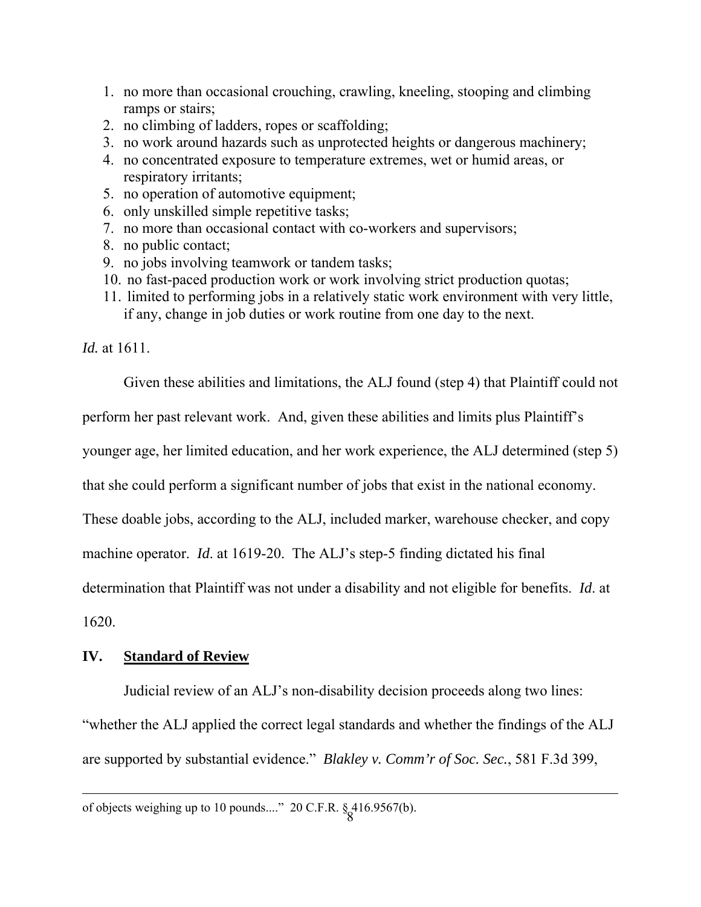1. no more than occasional crouching, crawling, kneeling, stooping and climbing ramps or stairs;
2. no climbing of ladders, ropes or scaffolding;
3. no work around hazards such as unprotected heights or dangerous machinery;
4. no concentrated exposure to temperature extremes, wet or humid areas, or respiratory irritants;
5. no operation of automotive equipment;
6. only unskilled simple repetitive tasks;
7. no more than occasional contact with co-workers and supervisors;
8. no public contact;
9. no jobs involving teamwork or tandem tasks;
10. no fast-paced production work or work involving strict production quotas;
11. limited to performing jobs in a relatively static work environment with very little, if any, change in job duties or work routine from one day to the next.

*Id.* at 1611.

Given these abilities and limitations, the ALJ found (step 4) that Plaintiff could not perform her past relevant work. And, given these abilities and limits plus Plaintiff's younger age, her limited education, and her work experience, the ALJ determined (step 5) that she could perform a significant number of jobs that exist in the national economy. These doable jobs, according to the ALJ, included marker, warehouse checker, and copy machine operator. *Id*. at 1619-20. The ALJ's step-5 finding dictated his final determination that Plaintiff was not under a disability and not eligible for benefits. *Id*. at 1620.

## IV. Standard of Review

Judicial review of an ALJ's non-disability decision proceeds along two lines: "whether the ALJ applied the correct legal standards and whether the findings of the ALJ are supported by substantial evidence." *Blakley v. Comm'r of Soc. Sec.*, 581 F.3d 399,

---

of objects weighing up to 10 pounds...." 20 C.F.R. § 416.9567(b).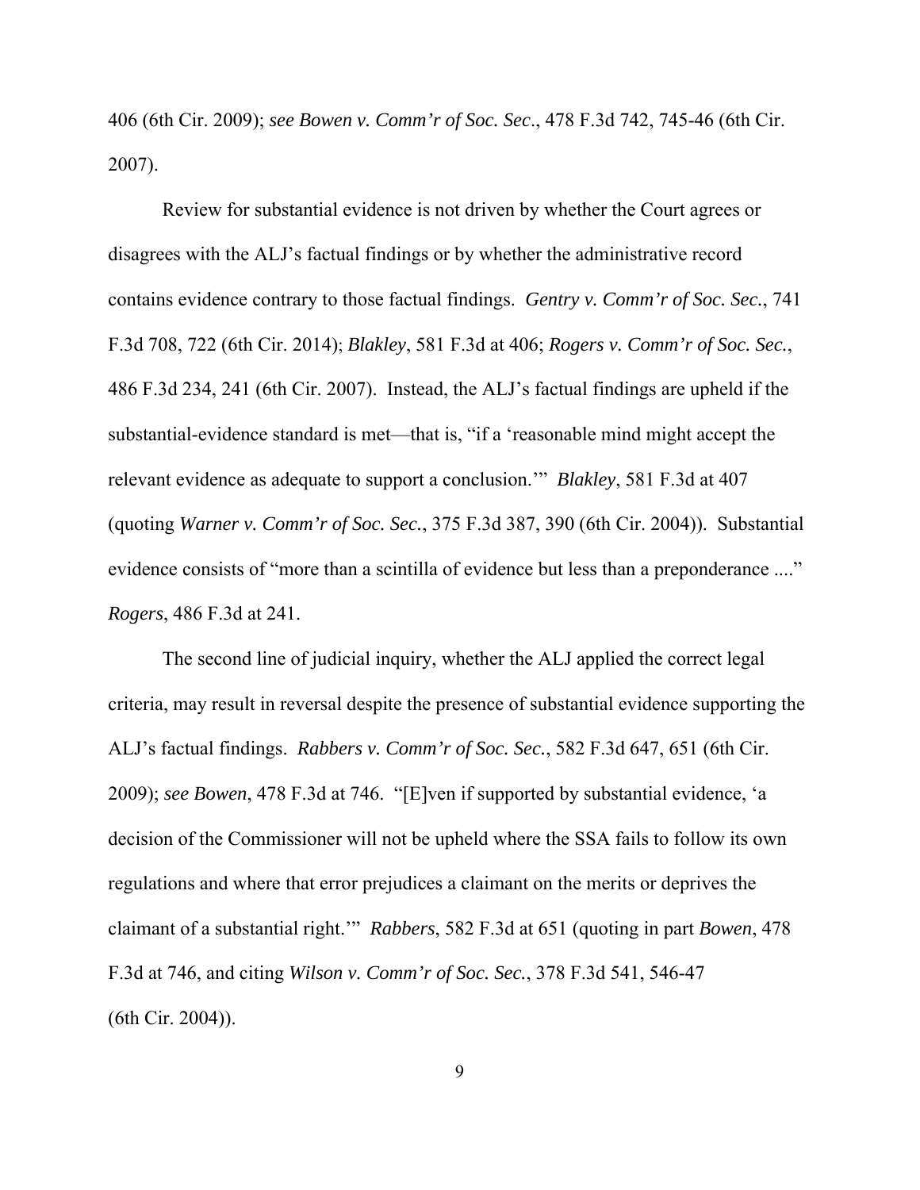406 (6th Cir. 2009); *see Bowen v. Comm'r of Soc. Sec*., 478 F.3d 742, 745-46 (6th Cir. 2007).

Review for substantial evidence is not driven by whether the Court agrees or disagrees with the ALJ's factual findings or by whether the administrative record contains evidence contrary to those factual findings. *Gentry v. Comm'r of Soc. Sec.*, 741 F.3d 708, 722 (6th Cir. 2014); *Blakley*, 581 F.3d at 406; *Rogers v. Comm'r of Soc. Sec.*, 486 F.3d 234, 241 (6th Cir. 2007). Instead, the ALJ's factual findings are upheld if the substantial-evidence standard is met—that is, "if a 'reasonable mind might accept the relevant evidence as adequate to support a conclusion.'" *Blakley*, 581 F.3d at 407 (quoting *Warner v. Comm'r of Soc. Sec.*, 375 F.3d 387, 390 (6th Cir. 2004)). Substantial evidence consists of "more than a scintilla of evidence but less than a preponderance ...." *Rogers*, 486 F.3d at 241.

The second line of judicial inquiry, whether the ALJ applied the correct legal criteria, may result in reversal despite the presence of substantial evidence supporting the ALJ's factual findings. *Rabbers v. Comm'r of Soc. Sec.*, 582 F.3d 647, 651 (6th Cir. 2009); *see Bowen*, 478 F.3d at 746. "[E]ven if supported by substantial evidence, 'a decision of the Commissioner will not be upheld where the SSA fails to follow its own regulations and where that error prejudices a claimant on the merits or deprives the claimant of a substantial right.'" *Rabbers*, 582 F.3d at 651 (quoting in part *Bowen*, 478 F.3d at 746, and citing *Wilson v. Comm'r of Soc. Sec.*, 378 F.3d 541, 546-47 (6th Cir. 2004)).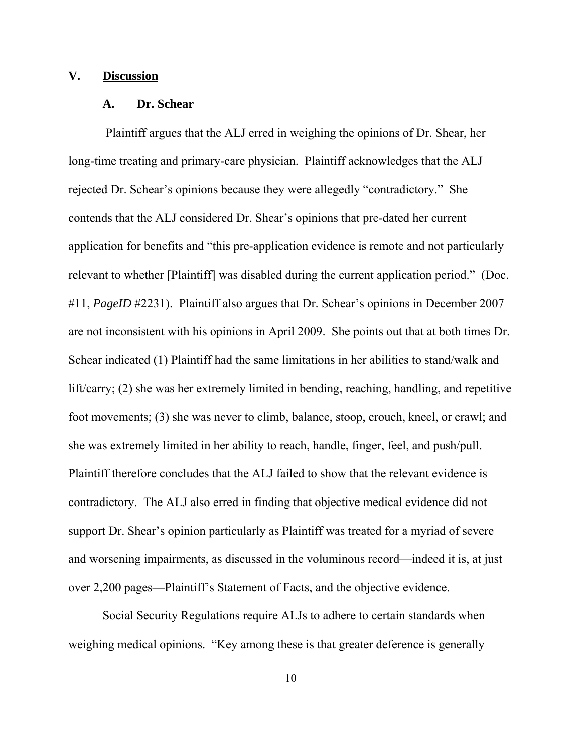## V. Discussion

### A. Dr. Schear

Plaintiff argues that the ALJ erred in weighing the opinions of Dr. Shear, her long-time treating and primary-care physician. Plaintiff acknowledges that the ALJ rejected Dr. Schear's opinions because they were allegedly "contradictory." She contends that the ALJ considered Dr. Shear's opinions that pre-dated her current application for benefits and "this pre-application evidence is remote and not particularly relevant to whether [Plaintiff] was disabled during the current application period." (Doc. #11, *PageID* #2231). Plaintiff also argues that Dr. Schear's opinions in December 2007 are not inconsistent with his opinions in April 2009. She points out that at both times Dr. Schear indicated (1) Plaintiff had the same limitations in her abilities to stand/walk and lift/carry; (2) she was her extremely limited in bending, reaching, handling, and repetitive foot movements; (3) she was never to climb, balance, stoop, crouch, kneel, or crawl; and she was extremely limited in her ability to reach, handle, finger, feel, and push/pull. Plaintiff therefore concludes that the ALJ failed to show that the relevant evidence is contradictory. The ALJ also erred in finding that objective medical evidence did not support Dr. Shear's opinion particularly as Plaintiff was treated for a myriad of severe and worsening impairments, as discussed in the voluminous record—indeed it is, at just over 2,200 pages—Plaintiff's Statement of Facts, and the objective evidence.

Social Security Regulations require ALJs to adhere to certain standards when weighing medical opinions. "Key among these is that greater deference is generally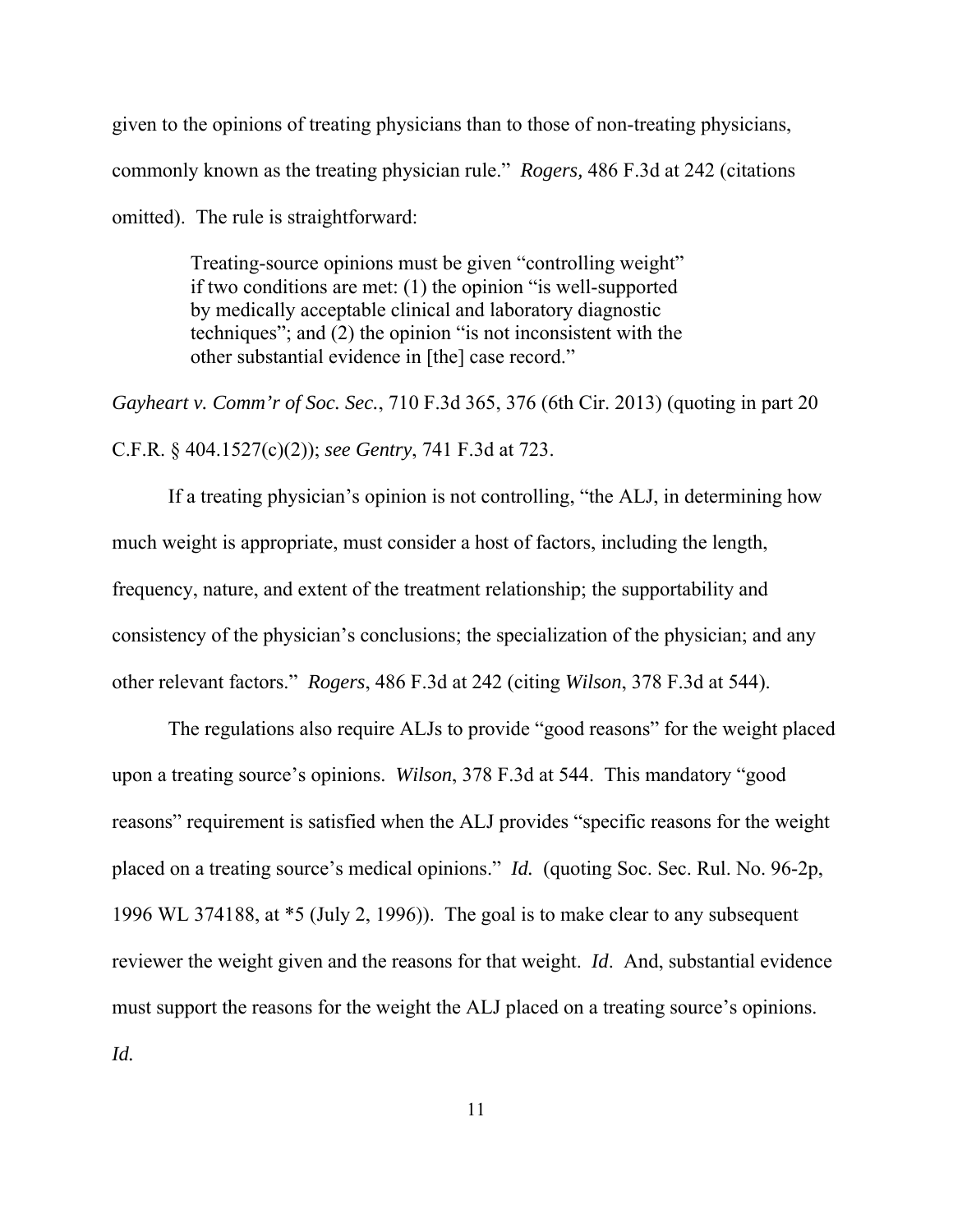given to the opinions of treating physicians than to those of non-treating physicians, commonly known as the treating physician rule." *Rogers,* 486 F.3d at 242 (citations omitted). The rule is straightforward:

> Treating-source opinions must be given "controlling weight" if two conditions are met: (1) the opinion "is well-supported by medically acceptable clinical and laboratory diagnostic techniques"; and (2) the opinion "is not inconsistent with the other substantial evidence in [the] case record."

*Gayheart v. Comm'r of Soc. Sec.*, 710 F.3d 365, 376 (6th Cir. 2013) (quoting in part 20 C.F.R. § 404.1527(c)(2)); *see Gentry*, 741 F.3d at 723.

If a treating physician's opinion is not controlling, "the ALJ, in determining how much weight is appropriate, must consider a host of factors, including the length, frequency, nature, and extent of the treatment relationship; the supportability and consistency of the physician's conclusions; the specialization of the physician; and any other relevant factors." *Rogers*, 486 F.3d at 242 (citing *Wilson*, 378 F.3d at 544).

The regulations also require ALJs to provide "good reasons" for the weight placed upon a treating source's opinions. *Wilson*, 378 F.3d at 544. This mandatory "good reasons" requirement is satisfied when the ALJ provides "specific reasons for the weight placed on a treating source's medical opinions." *Id.* (quoting Soc. Sec. Rul. No. 96-2p, 1996 WL 374188, at *5 (July 2, 1996)). The goal is to make clear to any subsequent reviewer the weight given and the reasons for that weight. *Id*. And, substantial evidence must support the reasons for the weight the ALJ placed on a treating source's opinions. *Id.*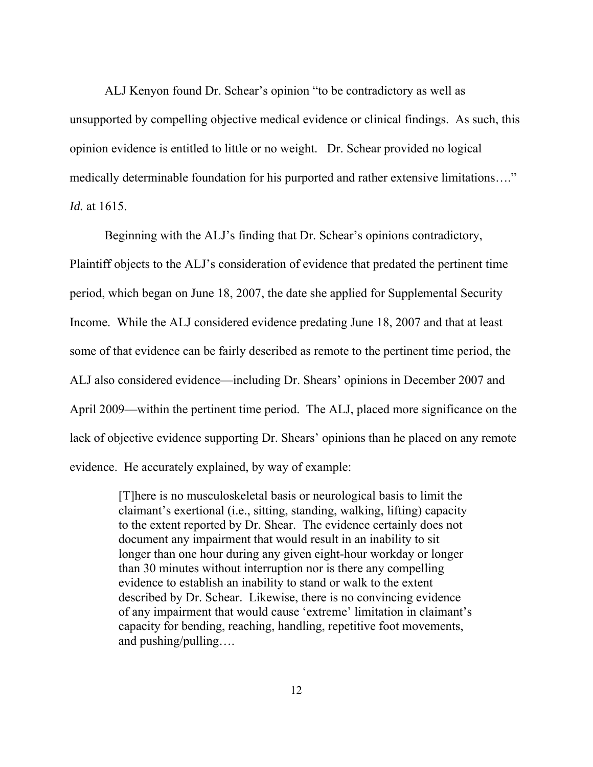ALJ Kenyon found Dr. Schear's opinion "to be contradictory as well as unsupported by compelling objective medical evidence or clinical findings. As such, this opinion evidence is entitled to little or no weight. Dr. Schear provided no logical medically determinable foundation for his purported and rather extensive limitations…." *Id.* at 1615.

Beginning with the ALJ's finding that Dr. Schear's opinions contradictory, Plaintiff objects to the ALJ's consideration of evidence that predated the pertinent time period, which began on June 18, 2007, the date she applied for Supplemental Security Income. While the ALJ considered evidence predating June 18, 2007 and that at least some of that evidence can be fairly described as remote to the pertinent time period, the ALJ also considered evidence—including Dr. Shears' opinions in December 2007 and April 2009—within the pertinent time period. The ALJ, placed more significance on the lack of objective evidence supporting Dr. Shears' opinions than he placed on any remote evidence. He accurately explained, by way of example:

> [T]here is no musculoskeletal basis or neurological basis to limit the claimant's exertional (i.e., sitting, standing, walking, lifting) capacity to the extent reported by Dr. Shear. The evidence certainly does not document any impairment that would result in an inability to sit longer than one hour during any given eight-hour workday or longer than 30 minutes without interruption nor is there any compelling evidence to establish an inability to stand or walk to the extent described by Dr. Schear. Likewise, there is no convincing evidence of any impairment that would cause 'extreme' limitation in claimant's capacity for bending, reaching, handling, repetitive foot movements, and pushing/pulling….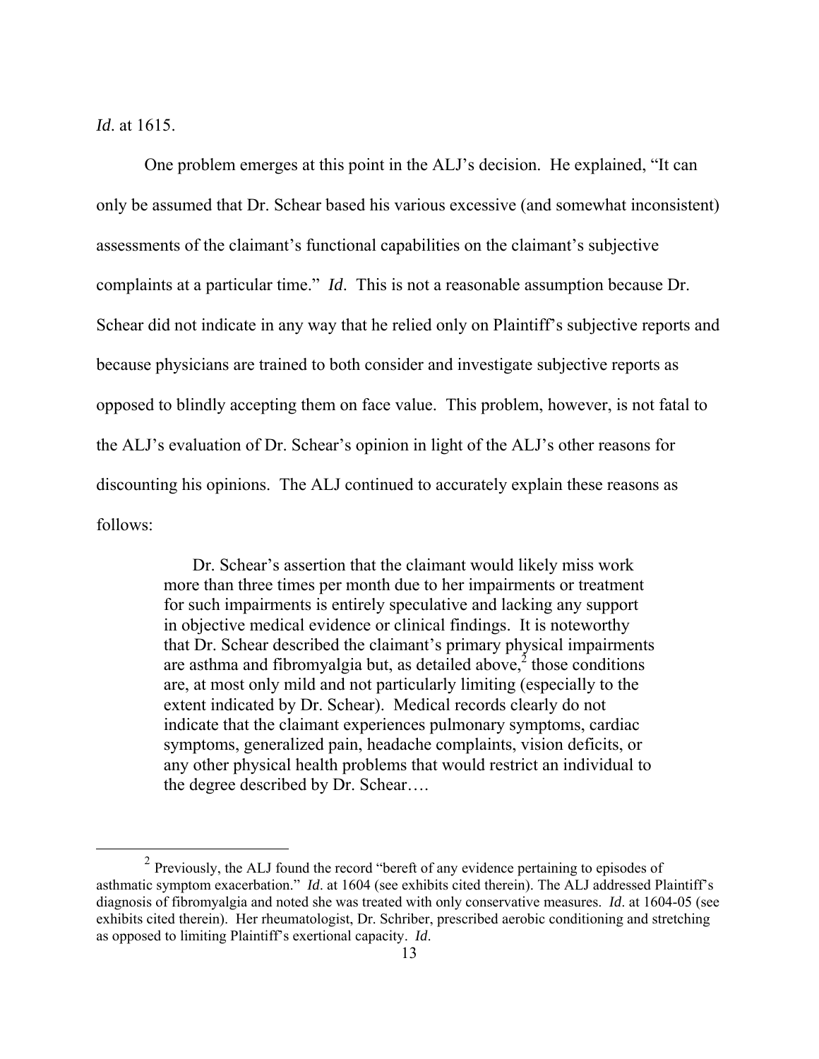*Id*. at 1615.

One problem emerges at this point in the ALJ's decision. He explained, "It can only be assumed that Dr. Schear based his various excessive (and somewhat inconsistent) assessments of the claimant's functional capabilities on the claimant's subjective complaints at a particular time." *Id*. This is not a reasonable assumption because Dr. Schear did not indicate in any way that he relied only on Plaintiff's subjective reports and because physicians are trained to both consider and investigate subjective reports as opposed to blindly accepting them on face value. This problem, however, is not fatal to the ALJ's evaluation of Dr. Schear's opinion in light of the ALJ's other reasons for discounting his opinions. The ALJ continued to accurately explain these reasons as follows:

> Dr. Schear's assertion that the claimant would likely miss work more than three times per month due to her impairments or treatment for such impairments is entirely speculative and lacking any support in objective medical evidence or clinical findings. It is noteworthy that Dr. Schear described the claimant's primary physical impairments are asthma and fibromyalgia but, as detailed above,[2] those conditions are, at most only mild and not particularly limiting (especially to the extent indicated by Dr. Schear). Medical records clearly do not indicate that the claimant experiences pulmonary symptoms, cardiac symptoms, generalized pain, headache complaints, vision deficits, or any other physical health problems that would restrict an individual to the degree described by Dr. Schear….

[2] Previously, the ALJ found the record "bereft of any evidence pertaining to episodes of asthmatic symptom exacerbation." *Id*. at 1604 (see exhibits cited therein). The ALJ addressed Plaintiff's diagnosis of fibromyalgia and noted she was treated with only conservative measures. *Id*. at 1604-05 (see exhibits cited therein). Her rheumatologist, Dr. Schriber, prescribed aerobic conditioning and stretching as opposed to limiting Plaintiff's exertional capacity. *Id*.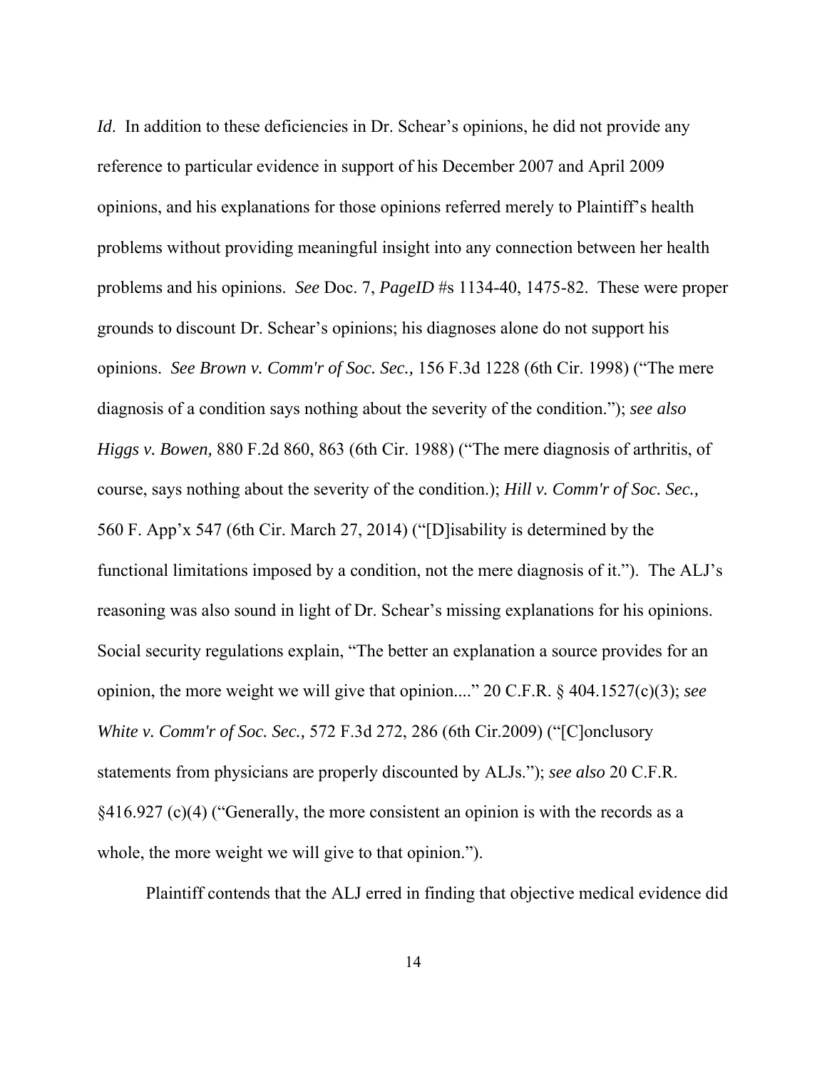*Id*. In addition to these deficiencies in Dr. Schear's opinions, he did not provide any reference to particular evidence in support of his December 2007 and April 2009 opinions, and his explanations for those opinions referred merely to Plaintiff's health problems without providing meaningful insight into any connection between her health problems and his opinions. *See* Doc. 7, *PageID* #s 1134-40, 1475-82. These were proper grounds to discount Dr. Schear's opinions; his diagnoses alone do not support his opinions. *See Brown v. Comm'r of Soc. Sec.,* 156 F.3d 1228 (6th Cir. 1998) ("The mere diagnosis of a condition says nothing about the severity of the condition."); *see also Higgs v. Bowen,* 880 F.2d 860, 863 (6th Cir. 1988) ("The mere diagnosis of arthritis, of course, says nothing about the severity of the condition.); *Hill v. Comm'r of Soc. Sec.,* 560 F. App'x 547 (6th Cir. March 27, 2014) ("[D]isability is determined by the functional limitations imposed by a condition, not the mere diagnosis of it."). The ALJ's reasoning was also sound in light of Dr. Schear's missing explanations for his opinions. Social security regulations explain, "The better an explanation a source provides for an opinion, the more weight we will give that opinion...." 20 C.F.R. § 404.1527(c)(3); *see White v. Comm'r of Soc. Sec.,* 572 F.3d 272, 286 (6th Cir.2009) ("[C]onclusory statements from physicians are properly discounted by ALJs."); *see also* 20 C.F.R. §416.927 (c)(4) ("Generally, the more consistent an opinion is with the records as a whole, the more weight we will give to that opinion.").

Plaintiff contends that the ALJ erred in finding that objective medical evidence did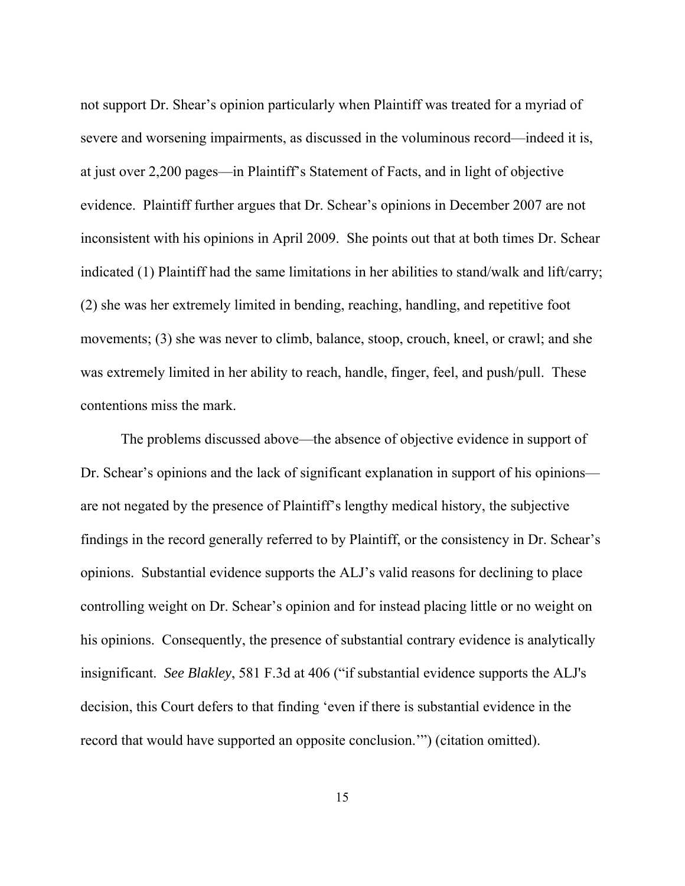not support Dr. Shear's opinion particularly when Plaintiff was treated for a myriad of severe and worsening impairments, as discussed in the voluminous record—indeed it is, at just over 2,200 pages—in Plaintiff's Statement of Facts, and in light of objective evidence. Plaintiff further argues that Dr. Schear's opinions in December 2007 are not inconsistent with his opinions in April 2009. She points out that at both times Dr. Schear indicated (1) Plaintiff had the same limitations in her abilities to stand/walk and lift/carry; (2) she was her extremely limited in bending, reaching, handling, and repetitive foot movements; (3) she was never to climb, balance, stoop, crouch, kneel, or crawl; and she was extremely limited in her ability to reach, handle, finger, feel, and push/pull. These contentions miss the mark.

The problems discussed above—the absence of objective evidence in support of Dr. Schear's opinions and the lack of significant explanation in support of his opinions—are not negated by the presence of Plaintiff's lengthy medical history, the subjective findings in the record generally referred to by Plaintiff, or the consistency in Dr. Schear's opinions. Substantial evidence supports the ALJ's valid reasons for declining to place controlling weight on Dr. Schear's opinion and for instead placing little or no weight on his opinions. Consequently, the presence of substantial contrary evidence is analytically insignificant. *See Blakley*, 581 F.3d at 406 ("if substantial evidence supports the ALJ's decision, this Court defers to that finding 'even if there is substantial evidence in the record that would have supported an opposite conclusion.'") (citation omitted).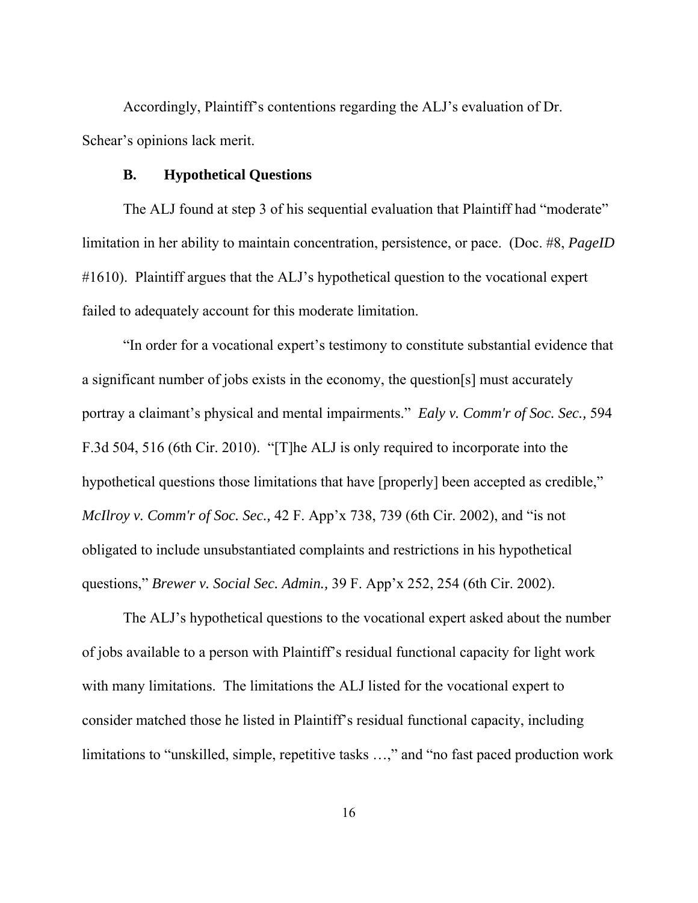Accordingly, Plaintiff's contentions regarding the ALJ's evaluation of Dr. Schear's opinions lack merit.

### B. Hypothetical Questions

The ALJ found at step 3 of his sequential evaluation that Plaintiff had "moderate" limitation in her ability to maintain concentration, persistence, or pace. (Doc. #8, *PageID* #1610). Plaintiff argues that the ALJ's hypothetical question to the vocational expert failed to adequately account for this moderate limitation.

"In order for a vocational expert's testimony to constitute substantial evidence that a significant number of jobs exists in the economy, the question[s] must accurately portray a claimant's physical and mental impairments." *Ealy v. Comm'r of Soc. Sec.,* 594 F.3d 504, 516 (6th Cir. 2010). "[T]he ALJ is only required to incorporate into the hypothetical questions those limitations that have [properly] been accepted as credible," *McIlroy v. Comm'r of Soc. Sec.,* 42 F. App'x 738, 739 (6th Cir. 2002), and "is not obligated to include unsubstantiated complaints and restrictions in his hypothetical questions," *Brewer v. Social Sec. Admin.,* 39 F. App'x 252, 254 (6th Cir. 2002).

The ALJ's hypothetical questions to the vocational expert asked about the number of jobs available to a person with Plaintiff's residual functional capacity for light work with many limitations. The limitations the ALJ listed for the vocational expert to consider matched those he listed in Plaintiff's residual functional capacity, including limitations to "unskilled, simple, repetitive tasks …," and "no fast paced production work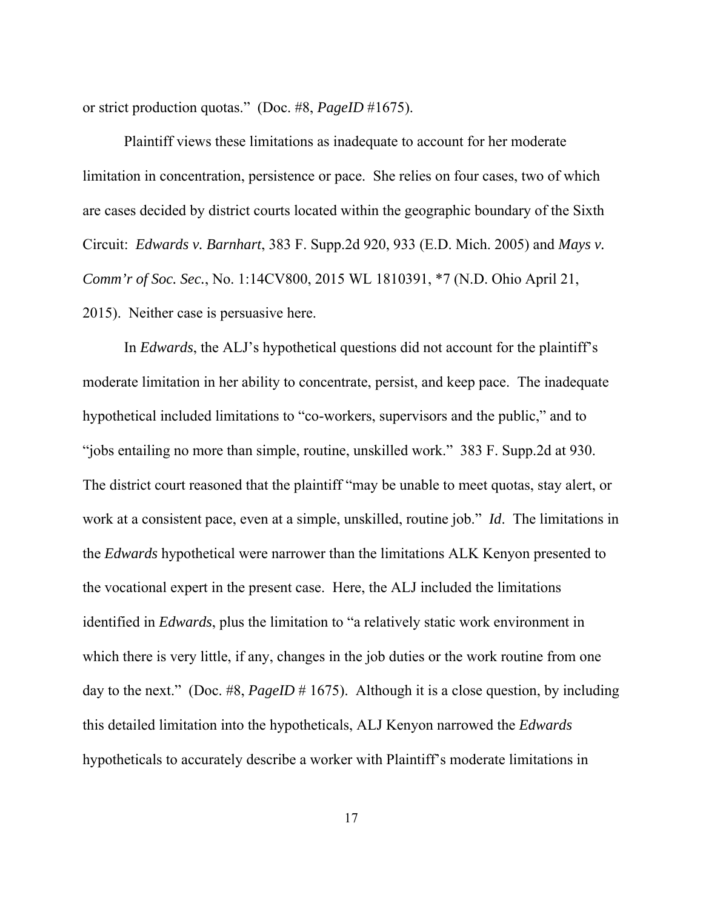or strict production quotas." (Doc. #8, *PageID* #1675).

Plaintiff views these limitations as inadequate to account for her moderate limitation in concentration, persistence or pace. She relies on four cases, two of which are cases decided by district courts located within the geographic boundary of the Sixth Circuit: *Edwards v. Barnhart*, 383 F. Supp.2d 920, 933 (E.D. Mich. 2005) and *Mays v. Comm'r of Soc. Sec.*, No. 1:14CV800, 2015 WL 1810391, *7 (N.D. Ohio April 21, 2015). Neither case is persuasive here.

In *Edwards*, the ALJ's hypothetical questions did not account for the plaintiff's moderate limitation in her ability to concentrate, persist, and keep pace. The inadequate hypothetical included limitations to "co-workers, supervisors and the public," and to "jobs entailing no more than simple, routine, unskilled work." 383 F. Supp.2d at 930. The district court reasoned that the plaintiff "may be unable to meet quotas, stay alert, or work at a consistent pace, even at a simple, unskilled, routine job." *Id*. The limitations in the *Edwards* hypothetical were narrower than the limitations ALK Kenyon presented to the vocational expert in the present case. Here, the ALJ included the limitations identified in *Edwards*, plus the limitation to "a relatively static work environment in which there is very little, if any, changes in the job duties or the work routine from one day to the next." (Doc. #8, *PageID* # 1675). Although it is a close question, by including this detailed limitation into the hypotheticals, ALJ Kenyon narrowed the *Edwards* hypotheticals to accurately describe a worker with Plaintiff's moderate limitations in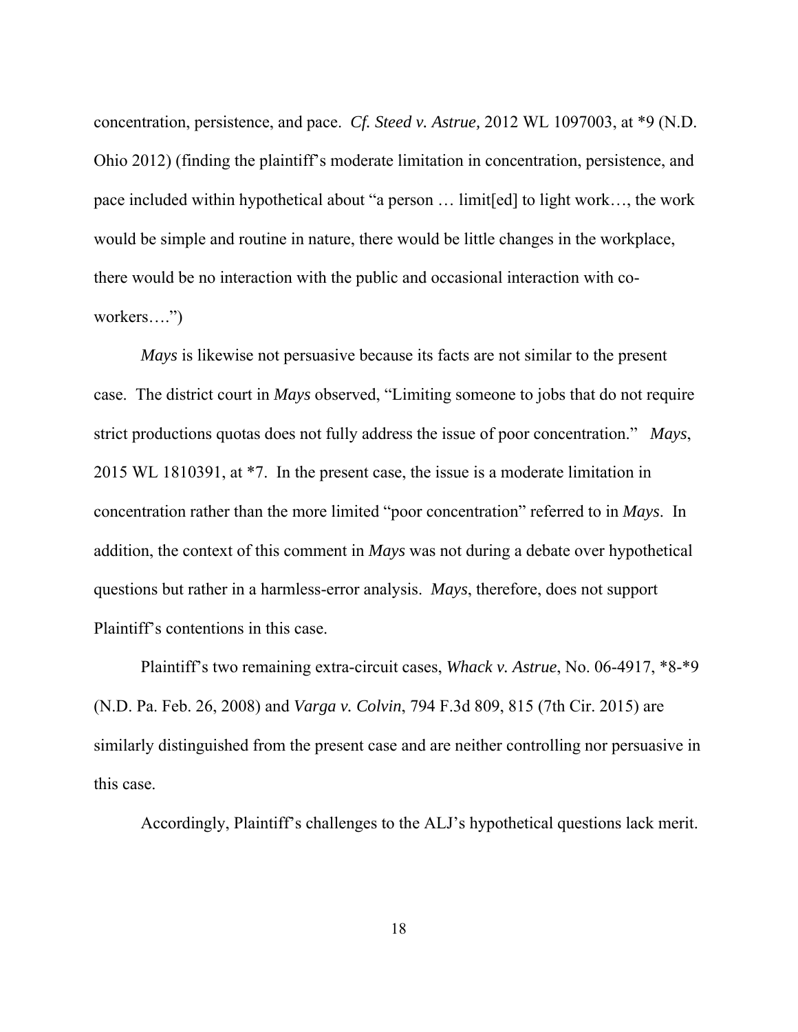concentration, persistence, and pace. *Cf. Steed v. Astrue,* 2012 WL 1097003, at *9 (N.D. Ohio 2012) (finding the plaintiff's moderate limitation in concentration, persistence, and pace included within hypothetical about "a person … limit[ed] to light work…, the work would be simple and routine in nature, there would be little changes in the workplace, there would be no interaction with the public and occasional interaction with co-workers….")

*Mays* is likewise not persuasive because its facts are not similar to the present case. The district court in *Mays* observed, "Limiting someone to jobs that do not require strict productions quotas does not fully address the issue of poor concentration." *Mays*, 2015 WL 1810391, at *7. In the present case, the issue is a moderate limitation in concentration rather than the more limited "poor concentration" referred to in *Mays*. In addition, the context of this comment in *Mays* was not during a debate over hypothetical questions but rather in a harmless-error analysis. *Mays*, therefore, does not support Plaintiff's contentions in this case.

Plaintiff's two remaining extra-circuit cases, *Whack v. Astrue*, No. 06-4917, *8-*9 (N.D. Pa. Feb. 26, 2008) and *Varga v. Colvin*, 794 F.3d 809, 815 (7th Cir. 2015) are similarly distinguished from the present case and are neither controlling nor persuasive in this case.

Accordingly, Plaintiff's challenges to the ALJ's hypothetical questions lack merit.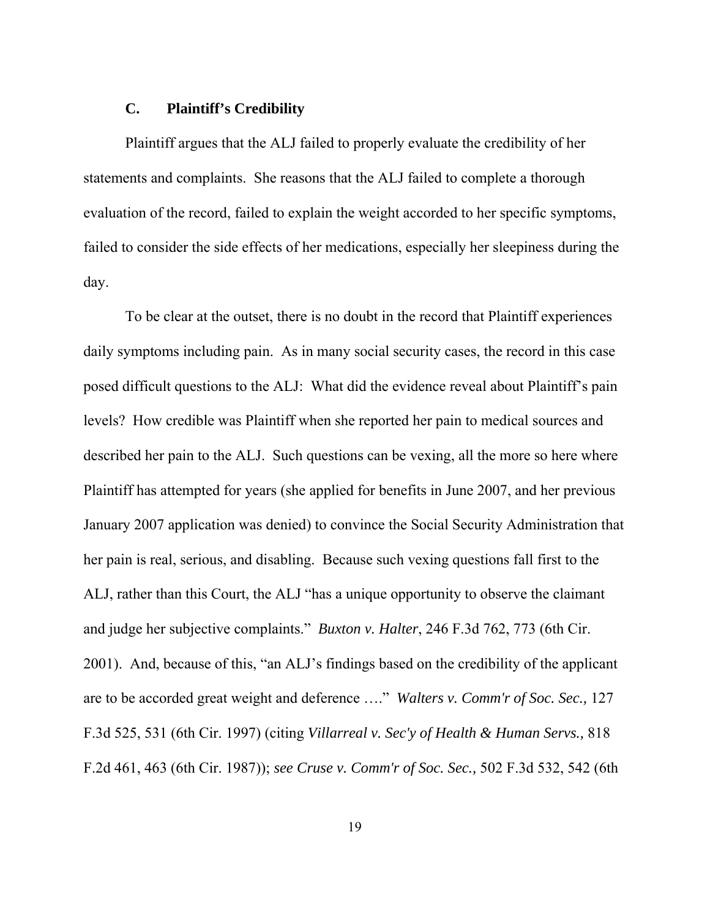### C. Plaintiff's Credibility

Plaintiff argues that the ALJ failed to properly evaluate the credibility of her statements and complaints. She reasons that the ALJ failed to complete a thorough evaluation of the record, failed to explain the weight accorded to her specific symptoms, failed to consider the side effects of her medications, especially her sleepiness during the day.

To be clear at the outset, there is no doubt in the record that Plaintiff experiences daily symptoms including pain. As in many social security cases, the record in this case posed difficult questions to the ALJ: What did the evidence reveal about Plaintiff's pain levels? How credible was Plaintiff when she reported her pain to medical sources and described her pain to the ALJ. Such questions can be vexing, all the more so here where Plaintiff has attempted for years (she applied for benefits in June 2007, and her previous January 2007 application was denied) to convince the Social Security Administration that her pain is real, serious, and disabling. Because such vexing questions fall first to the ALJ, rather than this Court, the ALJ "has a unique opportunity to observe the claimant and judge her subjective complaints." *Buxton v. Halter*, 246 F.3d 762, 773 (6th Cir. 2001). And, because of this, "an ALJ's findings based on the credibility of the applicant are to be accorded great weight and deference …." *Walters v. Comm'r of Soc. Sec.,* 127 F.3d 525, 531 (6th Cir. 1997) (citing *Villarreal v. Sec'y of Health & Human Servs.,* 818 F.2d 461, 463 (6th Cir. 1987)); *see Cruse v. Comm'r of Soc. Sec.,* 502 F.3d 532, 542 (6th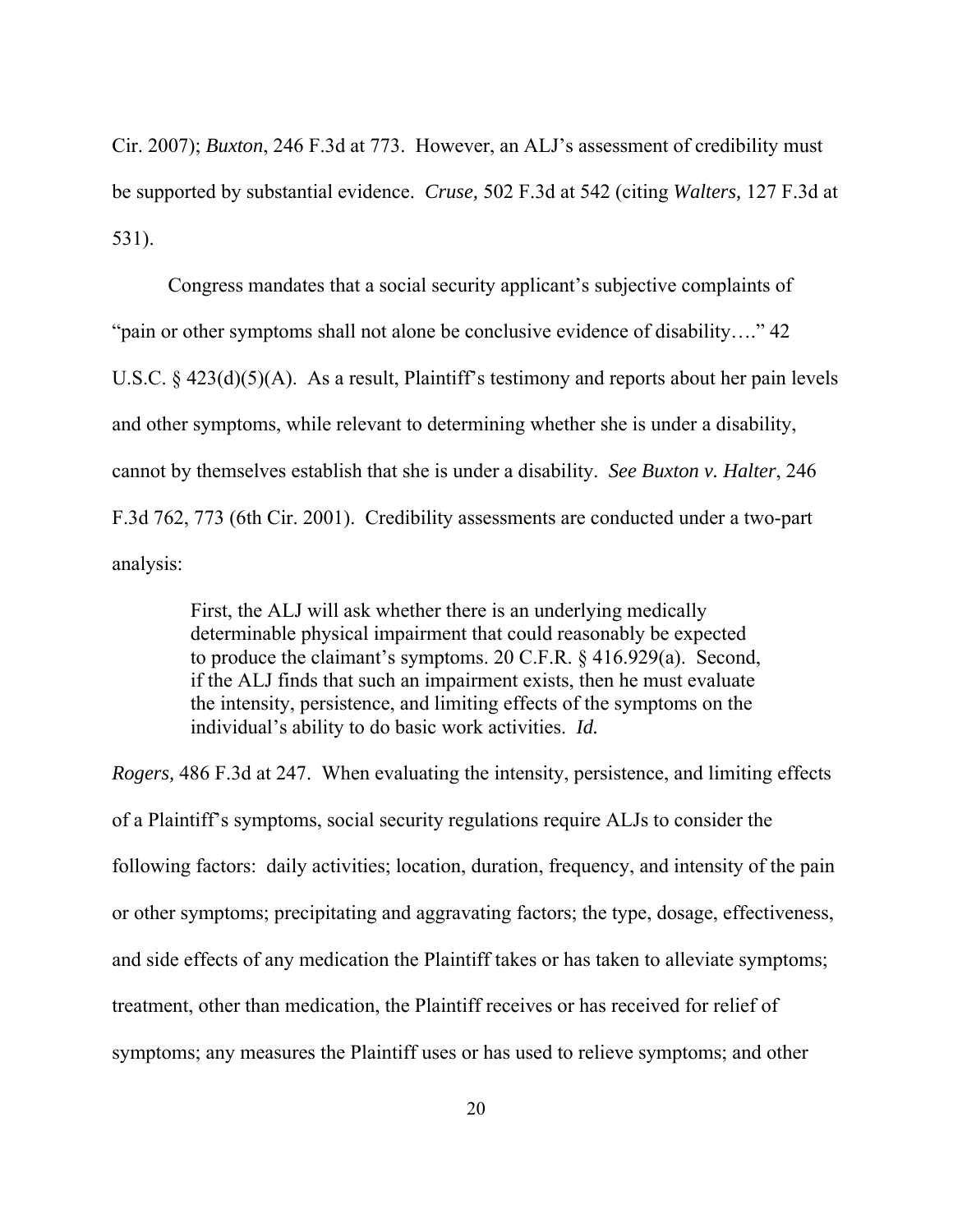Cir. 2007); *Buxton*, 246 F.3d at 773. However, an ALJ's assessment of credibility must be supported by substantial evidence. *Cruse,* 502 F.3d at 542 (citing *Walters,* 127 F.3d at 531).

Congress mandates that a social security applicant's subjective complaints of "pain or other symptoms shall not alone be conclusive evidence of disability…." 42 U.S.C. § 423(d)(5)(A). As a result, Plaintiff's testimony and reports about her pain levels and other symptoms, while relevant to determining whether she is under a disability, cannot by themselves establish that she is under a disability. *See Buxton v. Halter*, 246 F.3d 762, 773 (6th Cir. 2001). Credibility assessments are conducted under a two-part analysis:

> First, the ALJ will ask whether there is an underlying medically determinable physical impairment that could reasonably be expected to produce the claimant's symptoms. 20 C.F.R. § 416.929(a). Second, if the ALJ finds that such an impairment exists, then he must evaluate the intensity, persistence, and limiting effects of the symptoms on the individual's ability to do basic work activities. *Id.*

*Rogers,* 486 F.3d at 247. When evaluating the intensity, persistence, and limiting effects of a Plaintiff's symptoms, social security regulations require ALJs to consider the following factors: daily activities; location, duration, frequency, and intensity of the pain or other symptoms; precipitating and aggravating factors; the type, dosage, effectiveness, and side effects of any medication the Plaintiff takes or has taken to alleviate symptoms; treatment, other than medication, the Plaintiff receives or has received for relief of symptoms; any measures the Plaintiff uses or has used to relieve symptoms; and other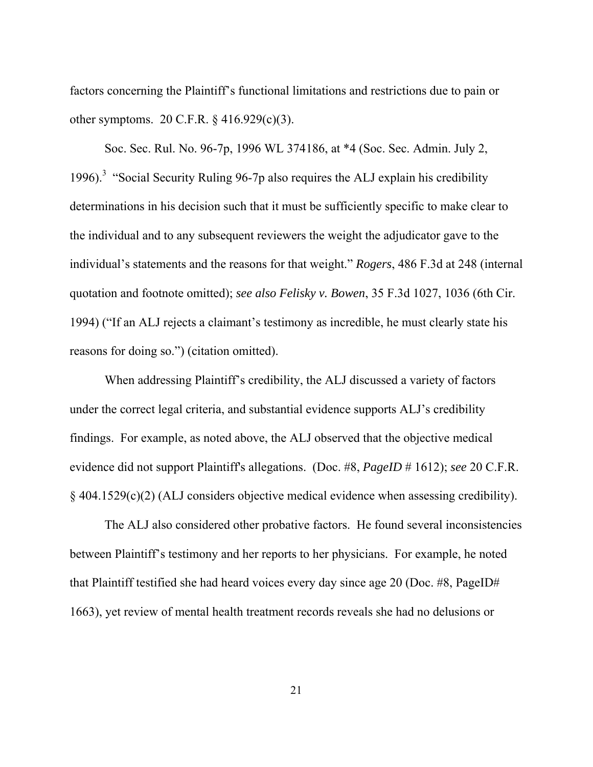factors concerning the Plaintiff's functional limitations and restrictions due to pain or other symptoms. 20 C.F.R. § 416.929(c)(3).

Soc. Sec. Rul. No. 96-7p, 1996 WL 374186, at *4 (Soc. Sec. Admin. July 2, 1996).[3] "Social Security Ruling 96-7p also requires the ALJ explain his credibility determinations in his decision such that it must be sufficiently specific to make clear to the individual and to any subsequent reviewers the weight the adjudicator gave to the individual's statements and the reasons for that weight." *Rogers*, 486 F.3d at 248 (internal quotation and footnote omitted); *see also Felisky v. Bowen*, 35 F.3d 1027, 1036 (6th Cir. 1994) ("If an ALJ rejects a claimant's testimony as incredible, he must clearly state his reasons for doing so.") (citation omitted).

When addressing Plaintiff's credibility, the ALJ discussed a variety of factors under the correct legal criteria, and substantial evidence supports ALJ's credibility findings. For example, as noted above, the ALJ observed that the objective medical evidence did not support Plaintiff's allegations. (Doc. #8, *PageID* # 1612); *see* 20 C.F.R. § 404.1529(c)(2) (ALJ considers objective medical evidence when assessing credibility).

The ALJ also considered other probative factors. He found several inconsistencies between Plaintiff's testimony and her reports to her physicians. For example, he noted that Plaintiff testified she had heard voices every day since age 20 (Doc. #8, PageID# 1663), yet review of mental health treatment records reveals she had no delusions or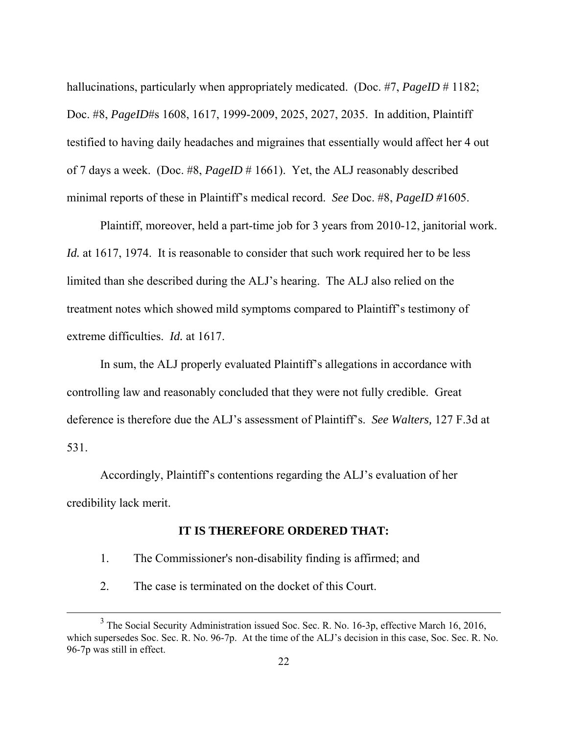hallucinations, particularly when appropriately medicated. (Doc. #7, *PageID* # 1182; Doc. #8, *PageID*#s 1608, 1617, 1999-2009, 2025, 2027, 2035. In addition, Plaintiff testified to having daily headaches and migraines that essentially would affect her 4 out of 7 days a week. (Doc. #8, *PageID* # 1661). Yet, the ALJ reasonably described minimal reports of these in Plaintiff's medical record. *See* Doc. #8, *PageID* #1605.

Plaintiff, moreover, held a part-time job for 3 years from 2010-12, janitorial work. *Id.* at 1617, 1974. It is reasonable to consider that such work required her to be less limited than she described during the ALJ's hearing. The ALJ also relied on the treatment notes which showed mild symptoms compared to Plaintiff's testimony of extreme difficulties. *Id.* at 1617.

In sum, the ALJ properly evaluated Plaintiff's allegations in accordance with controlling law and reasonably concluded that they were not fully credible. Great deference is therefore due the ALJ's assessment of Plaintiff's. *See Walters,* 127 F.3d at 531.

Accordingly, Plaintiff's contentions regarding the ALJ's evaluation of her credibility lack merit.

**IT IS THEREFORE ORDERED THAT:**

1. The Commissioner's non-disability finding is affirmed; and

2. The case is terminated on the docket of this Court.

---

[3] The Social Security Administration issued Soc. Sec. R. No. 16-3p, effective March 16, 2016, which supersedes Soc. Sec. R. No. 96-7p. At the time of the ALJ's decision in this case, Soc. Sec. R. No. 96-7p was still in effect.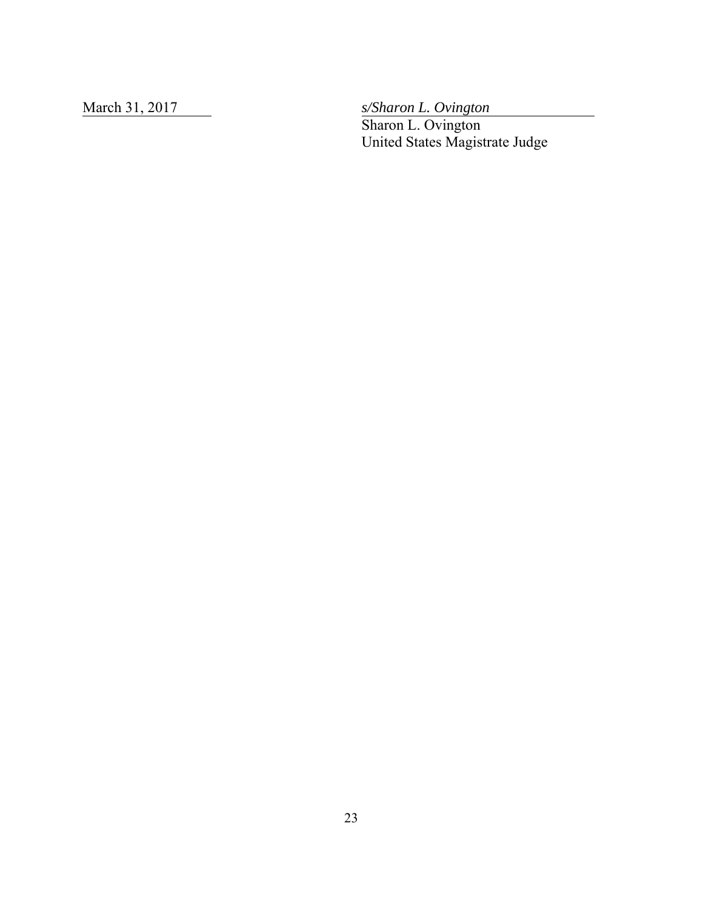March 31, 2017

*s/Sharon L. Ovington*

Sharon L. Ovington

United States Magistrate Judge